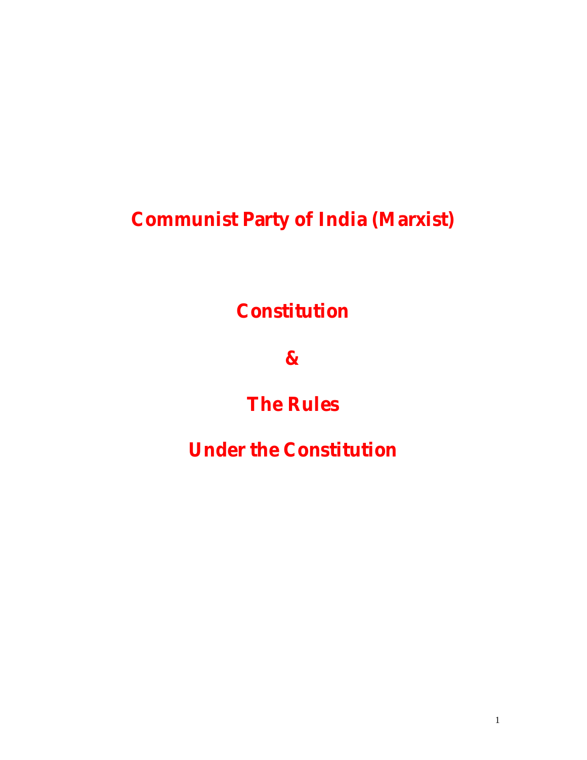# Communist Party of India (Marxist)

## Constitution

## &

## The Rules

## Under the Constitution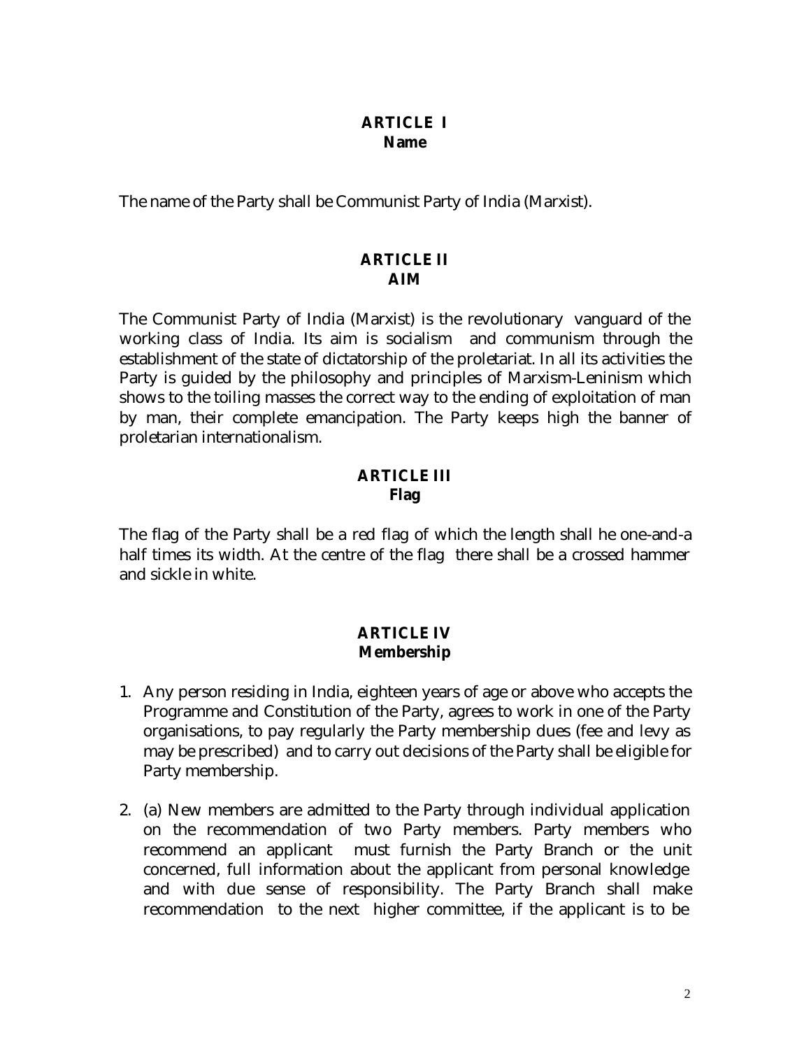## ARTICLE I
### Name

The name of the Party shall be Communist Party of India (Marxist).

## ARTICLE II
### AIM

The Communist Party of India (Marxist) is the revolutionary vanguard of the working class of India. Its aim is socialism and communism through the establishment of the state of dictatorship of the proletariat. In all its activities the Party is guided by the philosophy and principles of Marxism-Leninism which shows to the toiling masses the correct way to the ending of exploitation of man by man, their complete emancipation. The Party keeps high the banner of proletarian internationalism.

## ARTICLE III
### Flag

The flag of the Party shall be a red flag of which the length shall he one-and-a half times its width. At the centre of the flag there shall be a crossed hammer and sickle in white.

## ARTICLE IV
### Membership

1. Any person residing in India, eighteen years of age or above who accepts the Programme and Constitution of the Party, agrees to work in one of the Party organisations, to pay regularly the Party membership dues (fee and levy as may be prescribed) and to carry out decisions of the Party shall be eligible for Party membership.

2. (a) New members are admitted to the Party through individual application on the recommendation of two Party members. Party members who recommend an applicant must furnish the Party Branch or the unit concerned, full information about the applicant from personal knowledge and with due sense of responsibility. The Party Branch shall make recommendation to the next higher committee, if the applicant is to be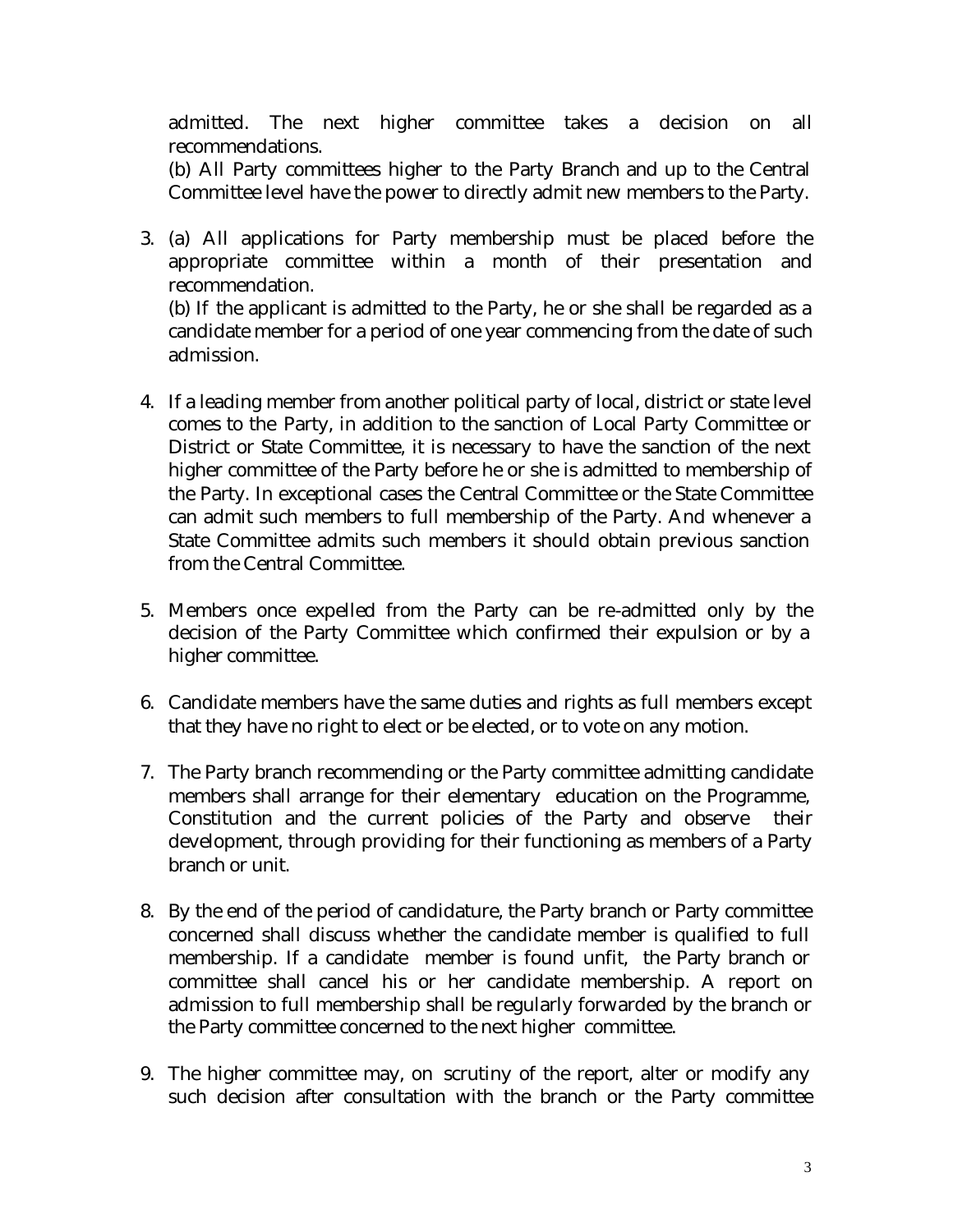admitted. The next higher committee takes a decision on all recommendations.

(b) All Party committees higher to the Party Branch and up to the Central Committee level have the power to directly admit new members to the Party.

3. (a) All applications for Party membership must be placed before the appropriate committee within a month of their presentation and recommendation.

   (b) If the applicant is admitted to the Party, he or she shall be regarded as a candidate member for a period of one year commencing from the date of such admission.

4. If a leading member from another political party of local, district or state level comes to the Party, in addition to the sanction of Local Party Committee or District or State Committee, it is necessary to have the sanction of the next higher committee of the Party before he or she is admitted to membership of the Party. In exceptional cases the Central Committee or the State Committee can admit such members to full membership of the Party. And whenever a State Committee admits such members it should obtain previous sanction from the Central Committee.

5. Members once expelled from the Party can be re-admitted only by the decision of the Party Committee which confirmed their expulsion or by a higher committee.

6. Candidate members have the same duties and rights as full members except that they have no right to elect or be elected, or to vote on any motion.

7. The Party branch recommending or the Party committee admitting candidate members shall arrange for their elementary education on the Programme, Constitution and the current policies of the Party and observe their development, through providing for their functioning as members of a Party branch or unit.

8. By the end of the period of candidature, the Party branch or Party committee concerned shall discuss whether the candidate member is qualified to full membership. If a candidate member is found unfit, the Party branch or committee shall cancel his or her candidate membership. A report on admission to full membership shall be regularly forwarded by the branch or the Party committee concerned to the next higher committee.

9. The higher committee may, on scrutiny of the report, alter or modify any such decision after consultation with the branch or the Party committee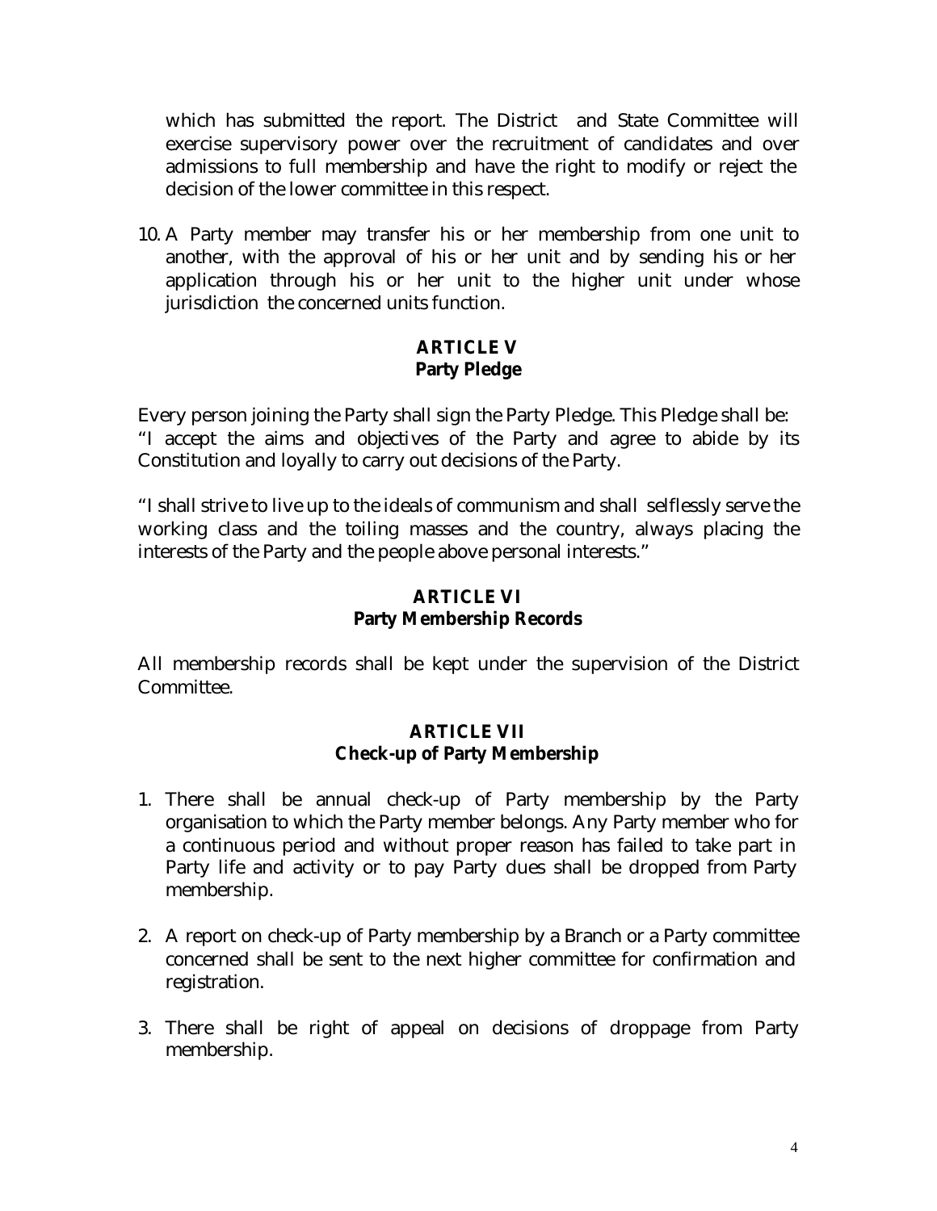which has submitted the report. The District and State Committee will exercise supervisory power over the recruitment of candidates and over admissions to full membership and have the right to modify or reject the decision of the lower committee in this respect.

10. A Party member may transfer his or her membership from one unit to another, with the approval of his or her unit and by sending his or her application through his or her unit to the higher unit under whose jurisdiction the concerned units function.

## ARTICLE V
## Party Pledge

Every person joining the Party shall sign the Party Pledge. This Pledge shall be: "I accept the aims and objectives of the Party and agree to abide by its Constitution and loyally to carry out decisions of the Party.

"I shall strive to live up to the ideals of communism and shall selflessly serve the working class and the toiling masses and the country, always placing the interests of the Party and the people above personal interests."

## ARTICLE VI
## Party Membership Records

All membership records shall be kept under the supervision of the District Committee.

## ARTICLE VII
## Check-up of Party Membership

1. There shall be annual check-up of Party membership by the Party organisation to which the Party member belongs. Any Party member who for a continuous period and without proper reason has failed to take part in Party life and activity or to pay Party dues shall be dropped from Party membership.

2. A report on check-up of Party membership by a Branch or a Party committee concerned shall be sent to the next higher committee for confirmation and registration.

3. There shall be right of appeal on decisions of droppage from Party membership.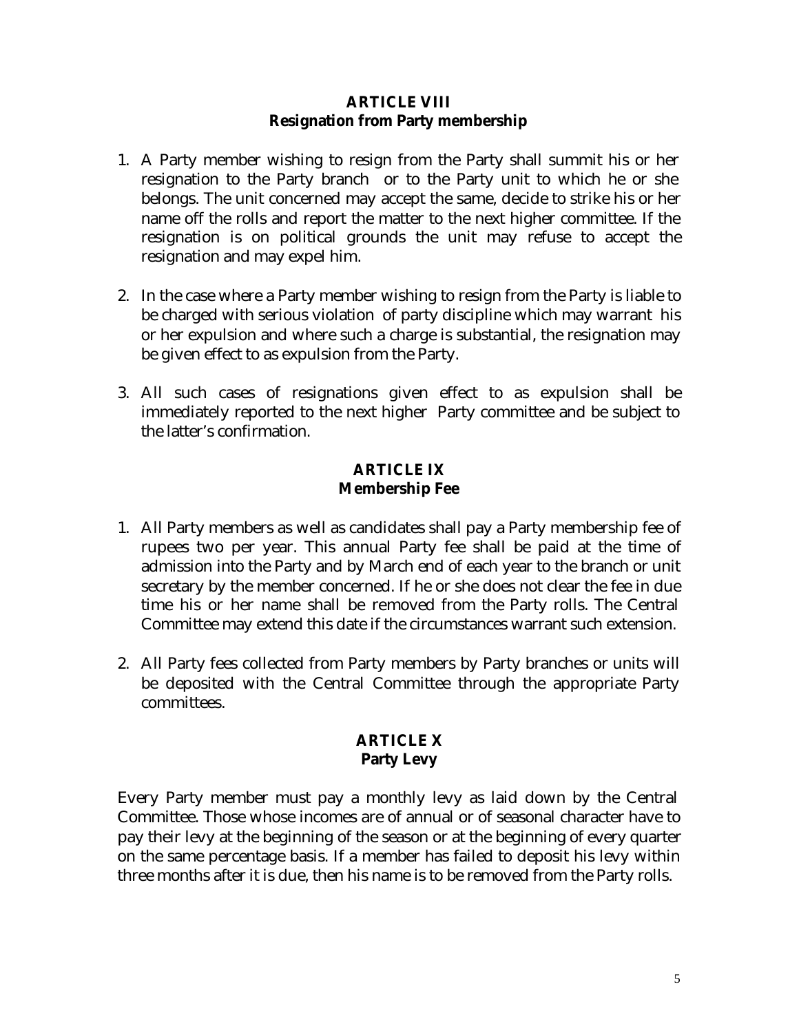## ARTICLE VIII
## Resignation from Party membership

1. A Party member wishing to resign from the Party shall summit his or her resignation to the Party branch or to the Party unit to which he or she belongs. The unit concerned may accept the same, decide to strike his or her name off the rolls and report the matter to the next higher committee. If the resignation is on political grounds the unit may refuse to accept the resignation and may expel him.

2. In the case where a Party member wishing to resign from the Party is liable to be charged with serious violation of party discipline which may warrant his or her expulsion and where such a charge is substantial, the resignation may be given effect to as expulsion from the Party.

3. All such cases of resignations given effect to as expulsion shall be immediately reported to the next higher Party committee and be subject to the latter's confirmation.

## ARTICLE IX
## Membership Fee

1. All Party members as well as candidates shall pay a Party membership fee of rupees two per year. This annual Party fee shall be paid at the time of admission into the Party and by March end of each year to the branch or unit secretary by the member concerned. If he or she does not clear the fee in due time his or her name shall be removed from the Party rolls. The Central Committee may extend this date if the circumstances warrant such extension.

2. All Party fees collected from Party members by Party branches or units will be deposited with the Central Committee through the appropriate Party committees.

## ARTICLE X
## Party Levy

Every Party member must pay a monthly levy as laid down by the Central Committee. Those whose incomes are of annual or of seasonal character have to pay their levy at the beginning of the season or at the beginning of every quarter on the same percentage basis. If a member has failed to deposit his levy within three months after it is due, then his name is to be removed from the Party rolls.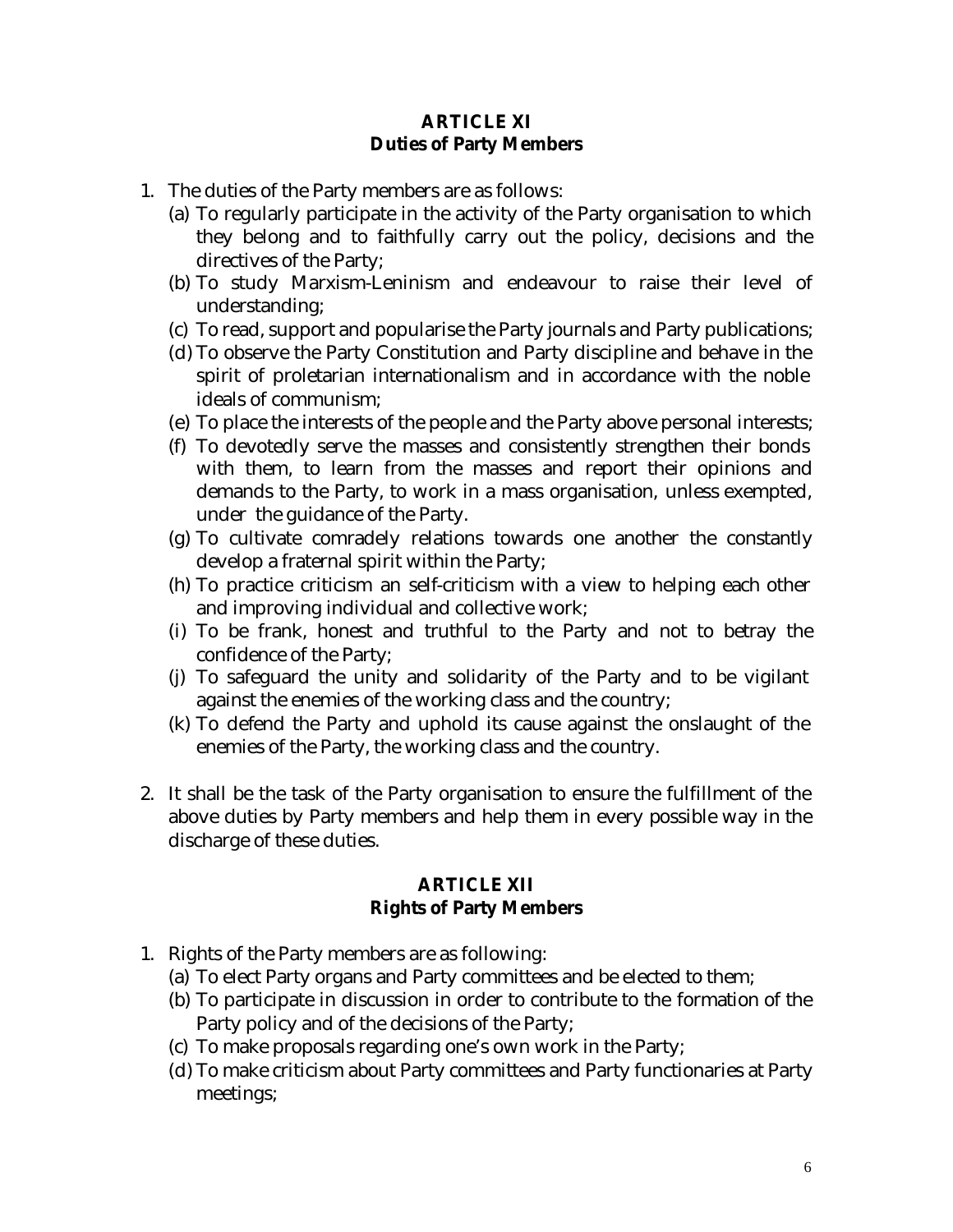## ARTICLE XI
### Duties of Party Members

1. The duties of the Party members are as follows:
   (a) To regularly participate in the activity of the Party organisation to which they belong and to faithfully carry out the policy, decisions and the directives of the Party;
   (b) To study Marxism-Leninism and endeavour to raise their level of understanding;
   (c) To read, support and popularise the Party journals and Party publications;
   (d) To observe the Party Constitution and Party discipline and behave in the spirit of proletarian internationalism and in accordance with the noble ideals of communism;
   (e) To place the interests of the people and the Party above personal interests;
   (f) To devotedly serve the masses and consistently strengthen their bonds with them, to learn from the masses and report their opinions and demands to the Party, to work in a mass organisation, unless exempted, under the guidance of the Party.
   (g) To cultivate comradely relations towards one another the constantly develop a fraternal spirit within the Party;
   (h) To practice criticism an self-criticism with a view to helping each other and improving individual and collective work;
   (i) To be frank, honest and truthful to the Party and not to betray the confidence of the Party;
   (j) To safeguard the unity and solidarity of the Party and to be vigilant against the enemies of the working class and the country;
   (k) To defend the Party and uphold its cause against the onslaught of the enemies of the Party, the working class and the country.

2. It shall be the task of the Party organisation to ensure the fulfillment of the above duties by Party members and help them in every possible way in the discharge of these duties.

## ARTICLE XII
### Rights of Party Members

1. Rights of the Party members are as following:
   (a) To elect Party organs and Party committees and be elected to them;
   (b) To participate in discussion in order to contribute to the formation of the Party policy and of the decisions of the Party;
   (c) To make proposals regarding one's own work in the Party;
   (d) To make criticism about Party committees and Party functionaries at Party meetings;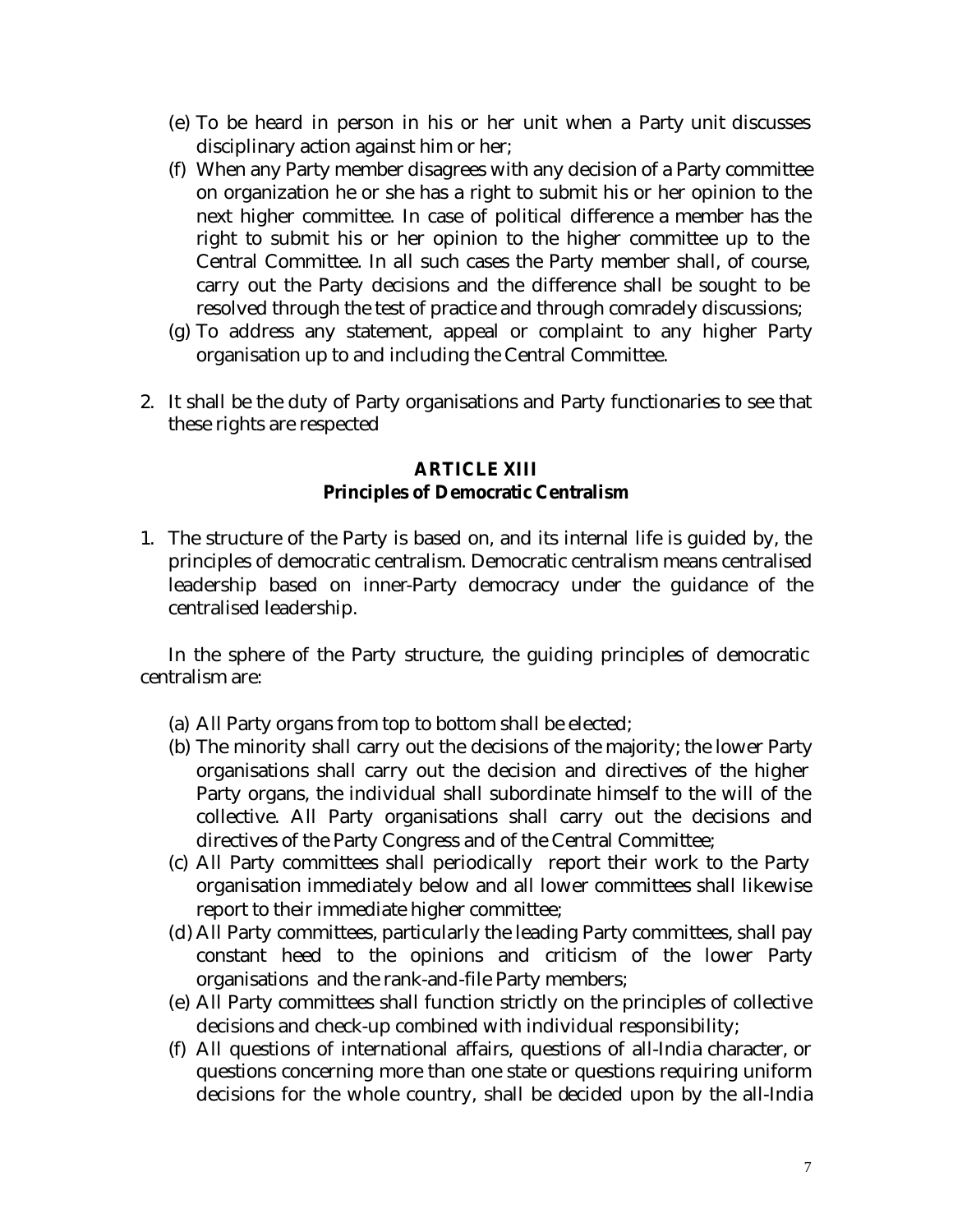(e) To be heard in person in his or her unit when a Party unit discusses disciplinary action against him or her;

(f) When any Party member disagrees with any decision of a Party committee on organization he or she has a right to submit his or her opinion to the next higher committee. In case of political difference a member has the right to submit his or her opinion to the higher committee up to the Central Committee. In all such cases the Party member shall, of course, carry out the Party decisions and the difference shall be sought to be resolved through the test of practice and through comradely discussions;

(g) To address any statement, appeal or complaint to any higher Party organisation up to and including the Central Committee.

2. It shall be the duty of Party organisations and Party functionaries to see that these rights are respected

## ARTICLE XIII
### Principles of Democratic Centralism

1. The structure of the Party is based on, and its internal life is guided by, the principles of democratic centralism. Democratic centralism means centralised leadership based on inner-Party democracy under the guidance of the centralised leadership.

In the sphere of the Party structure, the guiding principles of democratic centralism are:

(a) All Party organs from top to bottom shall be elected;

(b) The minority shall carry out the decisions of the majority; the lower Party organisations shall carry out the decision and directives of the higher Party organs, the individual shall subordinate himself to the will of the collective. All Party organisations shall carry out the decisions and directives of the Party Congress and of the Central Committee;

(c) All Party committees shall periodically report their work to the Party organisation immediately below and all lower committees shall likewise report to their immediate higher committee;

(d) All Party committees, particularly the leading Party committees, shall pay constant heed to the opinions and criticism of the lower Party organisations and the rank-and-file Party members;

(e) All Party committees shall function strictly on the principles of collective decisions and check-up combined with individual responsibility;

(f) All questions of international affairs, questions of all-India character, or questions concerning more than one state or questions requiring uniform decisions for the whole country, shall be decided upon by the all-India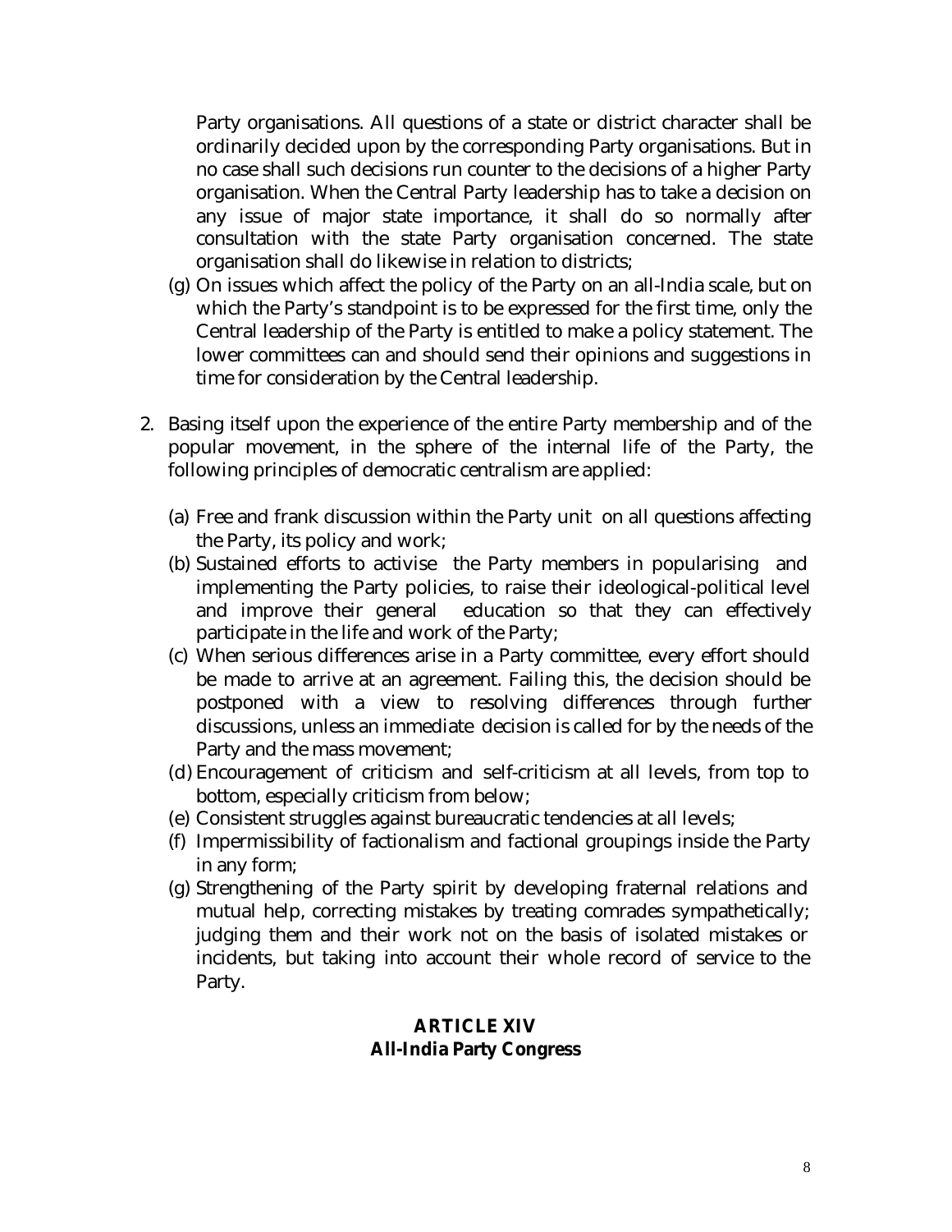Party organisations. All questions of a state or district character shall be ordinarily decided upon by the corresponding Party organisations. But in no case shall such decisions run counter to the decisions of a higher Party organisation. When the Central Party leadership has to take a decision on any issue of major state importance, it shall do so normally after consultation with the state Party organisation concerned. The state organisation shall do likewise in relation to districts;

(g) On issues which affect the policy of the Party on an all-India scale, but on which the Party's standpoint is to be expressed for the first time, only the Central leadership of the Party is entitled to make a policy statement. The lower committees can and should send their opinions and suggestions in time for consideration by the Central leadership.

2. Basing itself upon the experience of the entire Party membership and of the popular movement, in the sphere of the internal life of the Party, the following principles of democratic centralism are applied:

   (a) Free and frank discussion within the Party unit on all questions affecting the Party, its policy and work;
   (b) Sustained efforts to activise the Party members in popularising and implementing the Party policies, to raise their ideological-political level and improve their general education so that they can effectively participate in the life and work of the Party;
   (c) When serious differences arise in a Party committee, every effort should be made to arrive at an agreement. Failing this, the decision should be postponed with a view to resolving differences through further discussions, unless an immediate decision is called for by the needs of the Party and the mass movement;
   (d) Encouragement of criticism and self-criticism at all levels, from top to bottom, especially criticism from below;
   (e) Consistent struggles against bureaucratic tendencies at all levels;
   (f) Impermissibility of factionalism and factional groupings inside the Party in any form;
   (g) Strengthening of the Party spirit by developing fraternal relations and mutual help, correcting mistakes by treating comrades sympathetically; judging them and their work not on the basis of isolated mistakes or incidents, but taking into account their whole record of service to the Party.

## ARTICLE XIV
## All-India Party Congress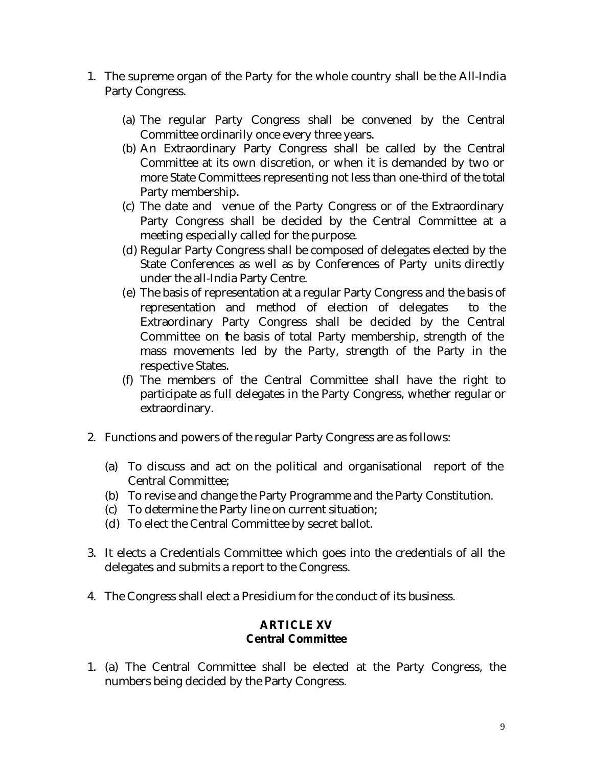1. The supreme organ of the Party for the whole country shall be the All-India Party Congress.

   (a) The regular Party Congress shall be convened by the Central Committee ordinarily once every three years.
   (b) An Extraordinary Party Congress shall be called by the Central Committee at its own discretion, or when it is demanded by two or more State Committees representing not less than one-third of the total Party membership.
   (c) The date and venue of the Party Congress or of the Extraordinary Party Congress shall be decided by the Central Committee at a meeting especially called for the purpose.
   (d) Regular Party Congress shall be composed of delegates elected by the State Conferences as well as by Conferences of Party units directly under the all-India Party Centre.
   (e) The basis of representation at a regular Party Congress and the basis of representation and method of election of delegates to the Extraordinary Party Congress shall be decided by the Central Committee on the basis of total Party membership, strength of the mass movements led by the Party, strength of the Party in the respective States.
   (f) The members of the Central Committee shall have the right to participate as full delegates in the Party Congress, whether regular or extraordinary.

2. Functions and powers of the regular Party Congress are as follows:

   (a) To discuss and act on the political and organisational report of the Central Committee;
   (b) To revise and change the Party Programme and the Party Constitution.
   (c) To determine the Party line on current situation;
   (d) To elect the Central Committee by secret ballot.

3. It elects a Credentials Committee which goes into the credentials of all the delegates and submits a report to the Congress.

4. The Congress shall elect a Presidium for the conduct of its business.

## ARTICLE XV
## Central Committee

1. (a) The Central Committee shall be elected at the Party Congress, the numbers being decided by the Party Congress.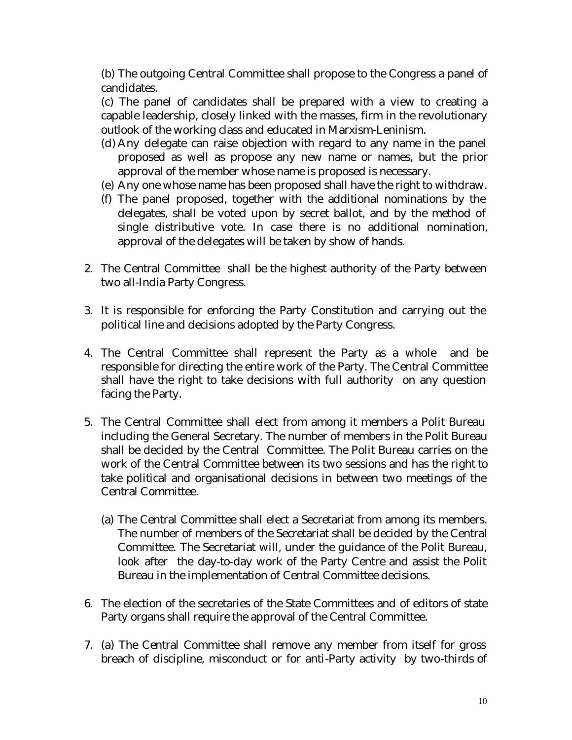(b) The outgoing Central Committee shall propose to the Congress a panel of candidates.

(c) The panel of candidates shall be prepared with a view to creating a capable leadership, closely linked with the masses, firm in the revolutionary outlook of the working class and educated in Marxism-Leninism.

(d) Any delegate can raise objection with regard to any name in the panel proposed as well as propose any new name or names, but the prior approval of the member whose name is proposed is necessary.

(e) Any one whose name has been proposed shall have the right to withdraw.

(f) The panel proposed, together with the additional nominations by the delegates, shall be voted upon by secret ballot, and by the method of single distributive vote. In case there is no additional nomination, approval of the delegates will be taken by show of hands.

2. The Central Committee shall be the highest authority of the Party between two all-India Party Congress.

3. It is responsible for enforcing the Party Constitution and carrying out the political line and decisions adopted by the Party Congress.

4. The Central Committee shall represent the Party as a whole and be responsible for directing the entire work of the Party. The Central Committee shall have the right to take decisions with full authority on any question facing the Party.

5. The Central Committee shall elect from among it members a Polit Bureau including the General Secretary. The number of members in the Polit Bureau shall be decided by the Central Committee. The Polit Bureau carries on the work of the Central Committee between its two sessions and has the right to take political and organisational decisions in between two meetings of the Central Committee.

   (a) The Central Committee shall elect a Secretariat from among its members. The number of members of the Secretariat shall be decided by the Central Committee. The Secretariat will, under the guidance of the Polit Bureau, look after the day-to-day work of the Party Centre and assist the Polit Bureau in the implementation of Central Committee decisions.

6. The election of the secretaries of the State Committees and of editors of state Party organs shall require the approval of the Central Committee.

7. (a) The Central Committee shall remove any member from itself for gross breach of discipline, misconduct or for anti-Party activity by two-thirds of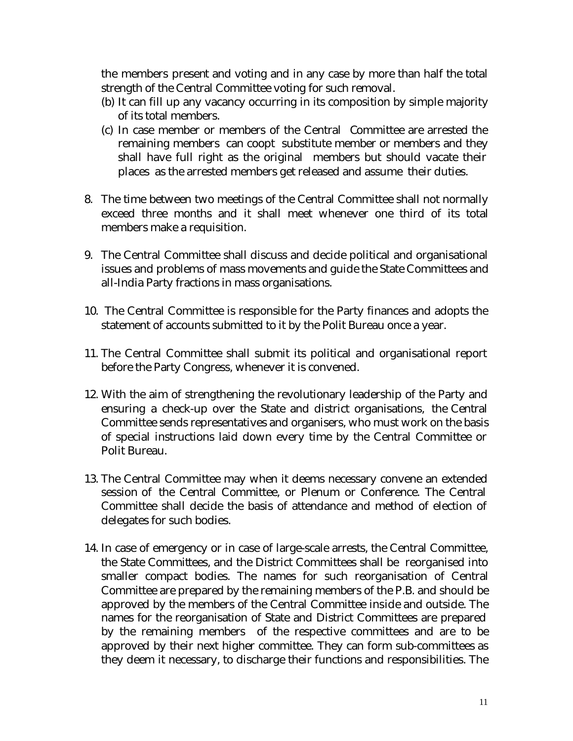the members present and voting and in any case by more than half the total strength of the Central Committee voting for such removal.

(b) It can fill up any vacancy occurring in its composition by simple majority of its total members.

(c) In case member or members of the Central Committee are arrested the remaining members can coopt substitute member or members and they shall have full right as the original members but should vacate their places as the arrested members get released and assume their duties.

8. The time between two meetings of the Central Committee shall not normally exceed three months and it shall meet whenever one third of its total members make a requisition.

9. The Central Committee shall discuss and decide political and organisational issues and problems of mass movements and guide the State Committees and all-India Party fractions in mass organisations.

10. The Central Committee is responsible for the Party finances and adopts the statement of accounts submitted to it by the Polit Bureau once a year.

11. The Central Committee shall submit its political and organisational report before the Party Congress, whenever it is convened.

12. With the aim of strengthening the revolutionary leadership of the Party and ensuring a check-up over the State and district organisations, the Central Committee sends representatives and organisers, who must work on the basis of special instructions laid down every time by the Central Committee or Polit Bureau.

13. The Central Committee may when it deems necessary convene an extended session of the Central Committee, or Plenum or Conference. The Central Committee shall decide the basis of attendance and method of election of delegates for such bodies.

14. In case of emergency or in case of large-scale arrests, the Central Committee, the State Committees, and the District Committees shall be reorganised into smaller compact bodies. The names for such reorganisation of Central Committee are prepared by the remaining members of the P.B. and should be approved by the members of the Central Committee inside and outside. The names for the reorganisation of State and District Committees are prepared by the remaining members of the respective committees and are to be approved by their next higher committee. They can form sub-committees as they deem it necessary, to discharge their functions and responsibilities. The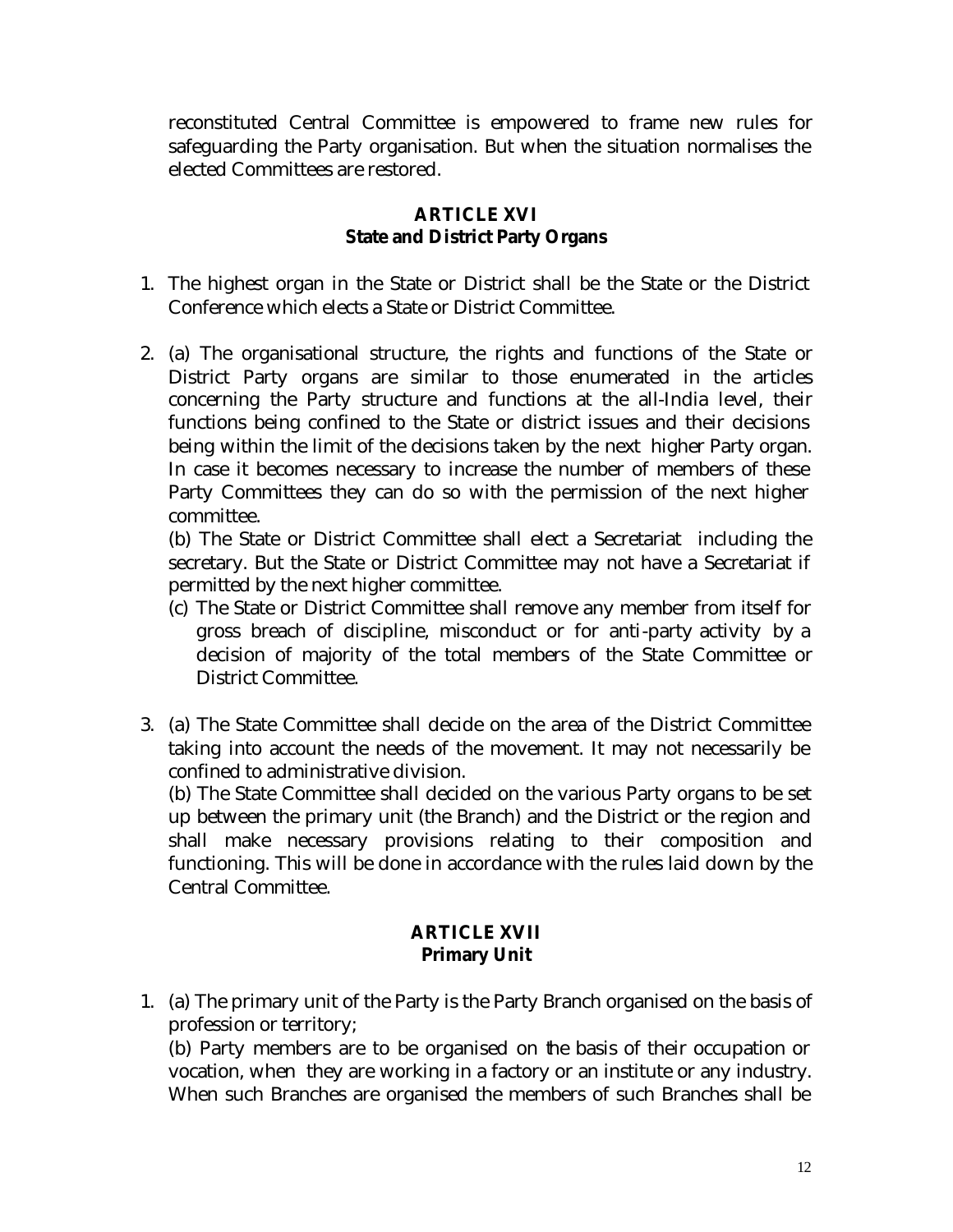reconstituted Central Committee is empowered to frame new rules for safeguarding the Party organisation. But when the situation normalises the elected Committees are restored.

## ARTICLE XVI
## State and District Party Organs

1. The highest organ in the State or District shall be the State or the District Conference which elects a State or District Committee.

2. (a) The organisational structure, the rights and functions of the State or District Party organs are similar to those enumerated in the articles concerning the Party structure and functions at the all-India level, their functions being confined to the State or district issues and their decisions being within the limit of the decisions taken by the next higher Party organ. In case it becomes necessary to increase the number of members of these Party Committees they can do so with the permission of the next higher committee.

   (b) The State or District Committee shall elect a Secretariat including the secretary. But the State or District Committee may not have a Secretariat if permitted by the next higher committee.

   (c) The State or District Committee shall remove any member from itself for gross breach of discipline, misconduct or for anti-party activity by a decision of majority of the total members of the State Committee or District Committee.

3. (a) The State Committee shall decide on the area of the District Committee taking into account the needs of the movement. It may not necessarily be confined to administrative division.

   (b) The State Committee shall decided on the various Party organs to be set up between the primary unit (the Branch) and the District or the region and shall make necessary provisions relating to their composition and functioning. This will be done in accordance with the rules laid down by the Central Committee.

## ARTICLE XVII
## Primary Unit

1. (a) The primary unit of the Party is the Party Branch organised on the basis of profession or territory;

   (b) Party members are to be organised on the basis of their occupation or vocation, when they are working in a factory or an institute or any industry. When such Branches are organised the members of such Branches shall be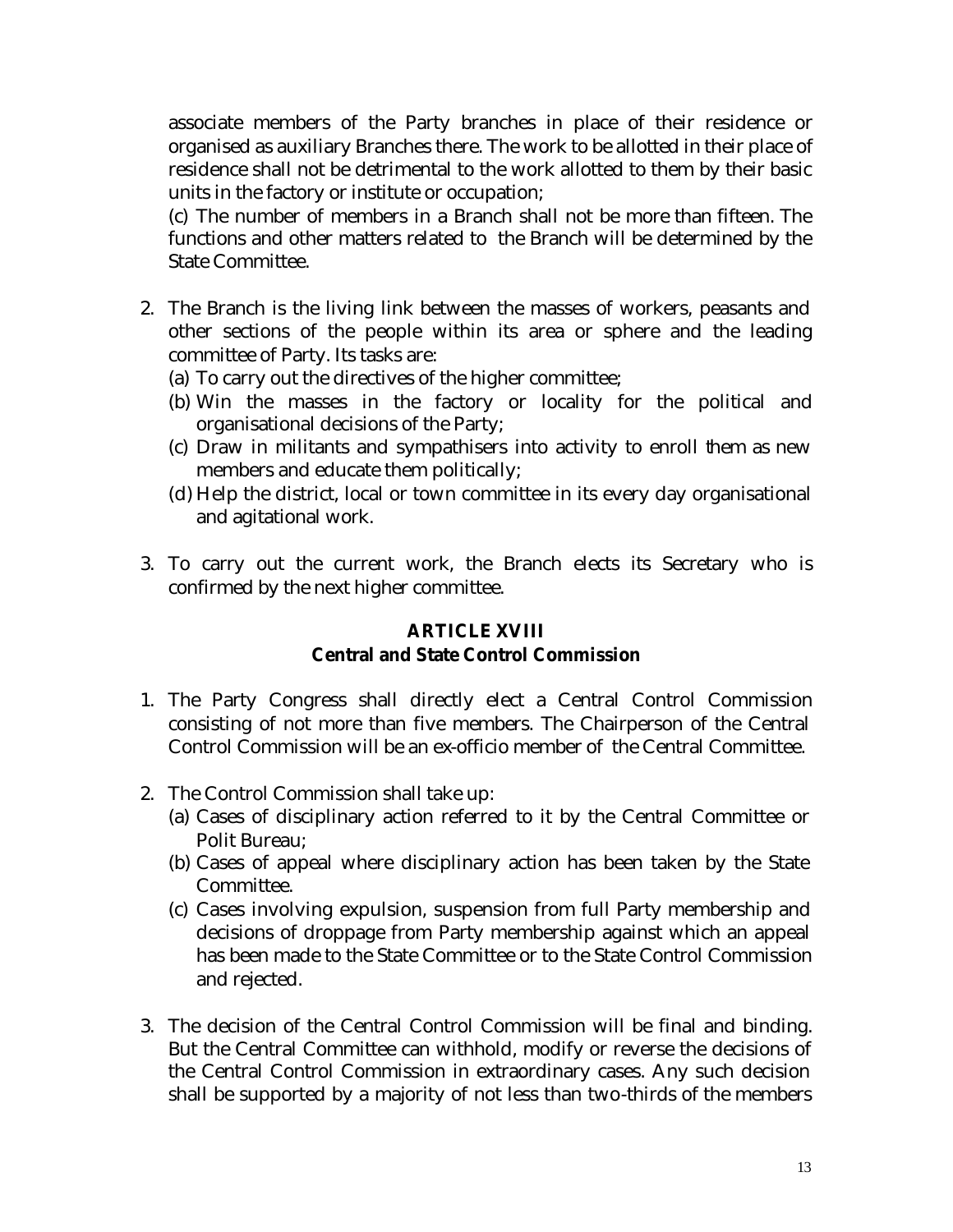associate members of the Party branches in place of their residence or organised as auxiliary Branches there. The work to be allotted in their place of residence shall not be detrimental to the work allotted to them by their basic units in the factory or institute or occupation;

(c) The number of members in a Branch shall not be more than fifteen. The functions and other matters related to the Branch will be determined by the State Committee.

2. The Branch is the living link between the masses of workers, peasants and other sections of the people within its area or sphere and the leading committee of Party. Its tasks are:
   (a) To carry out the directives of the higher committee;
   (b) Win the masses in the factory or locality for the political and organisational decisions of the Party;
   (c) Draw in militants and sympathisers into activity to enroll them as new members and educate them politically;
   (d) Help the district, local or town committee in its every day organisational and agitational work.

3. To carry out the current work, the Branch elects its Secretary who is confirmed by the next higher committee.

## ARTICLE XVIII
### Central and State Control Commission

1. The Party Congress shall directly elect a Central Control Commission consisting of not more than five members. The Chairperson of the Central Control Commission will be an ex-officio member of the Central Committee.

2. The Control Commission shall take up:
   (a) Cases of disciplinary action referred to it by the Central Committee or Polit Bureau;
   (b) Cases of appeal where disciplinary action has been taken by the State Committee.
   (c) Cases involving expulsion, suspension from full Party membership and decisions of droppage from Party membership against which an appeal has been made to the State Committee or to the State Control Commission and rejected.

3. The decision of the Central Control Commission will be final and binding. But the Central Committee can withhold, modify or reverse the decisions of the Central Control Commission in extraordinary cases. Any such decision shall be supported by a majority of not less than two-thirds of the members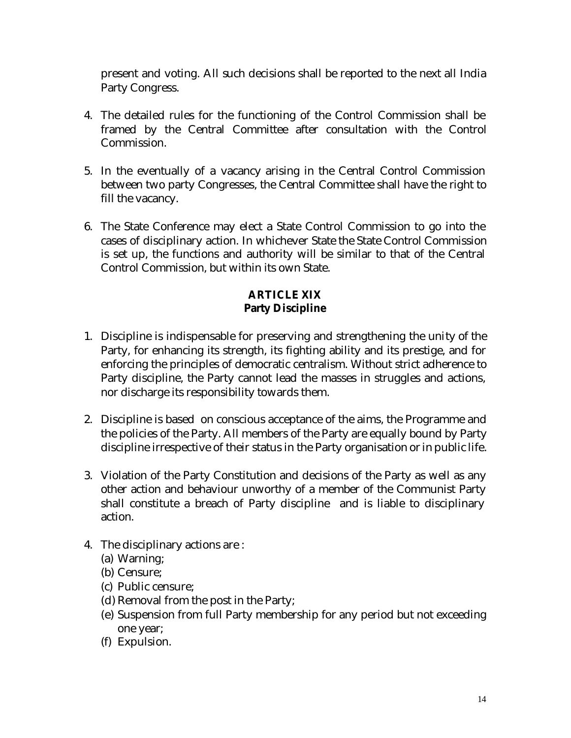present and voting. All such decisions shall be reported to the next all India Party Congress.

4. The detailed rules for the functioning of the Control Commission shall be framed by the Central Committee after consultation with the Control Commission.

5. In the eventually of a vacancy arising in the Central Control Commission between two party Congresses, the Central Committee shall have the right to fill the vacancy.

6. The State Conference may elect a State Control Commission to go into the cases of disciplinary action. In whichever State the State Control Commission is set up, the functions and authority will be similar to that of the Central Control Commission, but within its own State.

## ARTICLE XIX
## Party Discipline

1. Discipline is indispensable for preserving and strengthening the unity of the Party, for enhancing its strength, its fighting ability and its prestige, and for enforcing the principles of democratic centralism. Without strict adherence to Party discipline, the Party cannot lead the masses in struggles and actions, nor discharge its responsibility towards them.

2. Discipline is based on conscious acceptance of the aims, the Programme and the policies of the Party. All members of the Party are equally bound by Party discipline irrespective of their status in the Party organisation or in public life.

3. Violation of the Party Constitution and decisions of the Party as well as any other action and behaviour unworthy of a member of the Communist Party shall constitute a breach of Party discipline and is liable to disciplinary action.

4. The disciplinary actions are :
   (a) Warning;
   (b) Censure;
   (c) Public censure;
   (d) Removal from the post in the Party;
   (e) Suspension from full Party membership for any period but not exceeding one year;
   (f) Expulsion.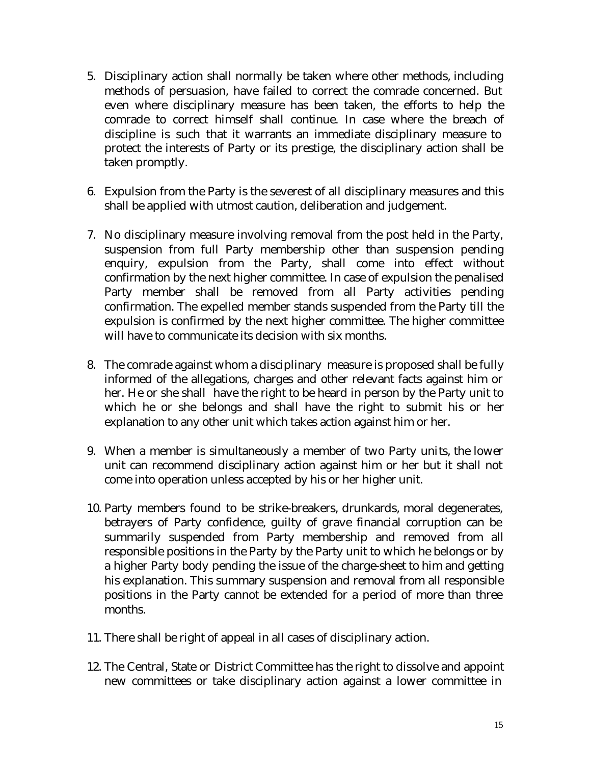5. Disciplinary action shall normally be taken where other methods, including methods of persuasion, have failed to correct the comrade concerned. But even where disciplinary measure has been taken, the efforts to help the comrade to correct himself shall continue. In case where the breach of discipline is such that it warrants an immediate disciplinary measure to protect the interests of Party or its prestige, the disciplinary action shall be taken promptly.

6. Expulsion from the Party is the severest of all disciplinary measures and this shall be applied with utmost caution, deliberation and judgement.

7. No disciplinary measure involving removal from the post held in the Party, suspension from full Party membership other than suspension pending enquiry, expulsion from the Party, shall come into effect without confirmation by the next higher committee. In case of expulsion the penalised Party member shall be removed from all Party activities pending confirmation. The expelled member stands suspended from the Party till the expulsion is confirmed by the next higher committee. The higher committee will have to communicate its decision with six months.

8. The comrade against whom a disciplinary measure is proposed shall be fully informed of the allegations, charges and other relevant facts against him or her. He or she shall have the right to be heard in person by the Party unit to which he or she belongs and shall have the right to submit his or her explanation to any other unit which takes action against him or her.

9. When a member is simultaneously a member of two Party units, the lower unit can recommend disciplinary action against him or her but it shall not come into operation unless accepted by his or her higher unit.

10. Party members found to be strike-breakers, drunkards, moral degenerates, betrayers of Party confidence, guilty of grave financial corruption can be summarily suspended from Party membership and removed from all responsible positions in the Party by the Party unit to which he belongs or by a higher Party body pending the issue of the charge-sheet to him and getting his explanation. This summary suspension and removal from all responsible positions in the Party cannot be extended for a period of more than three months.

11. There shall be right of appeal in all cases of disciplinary action.

12. The Central, State or District Committee has the right to dissolve and appoint new committees or take disciplinary action against a lower committee in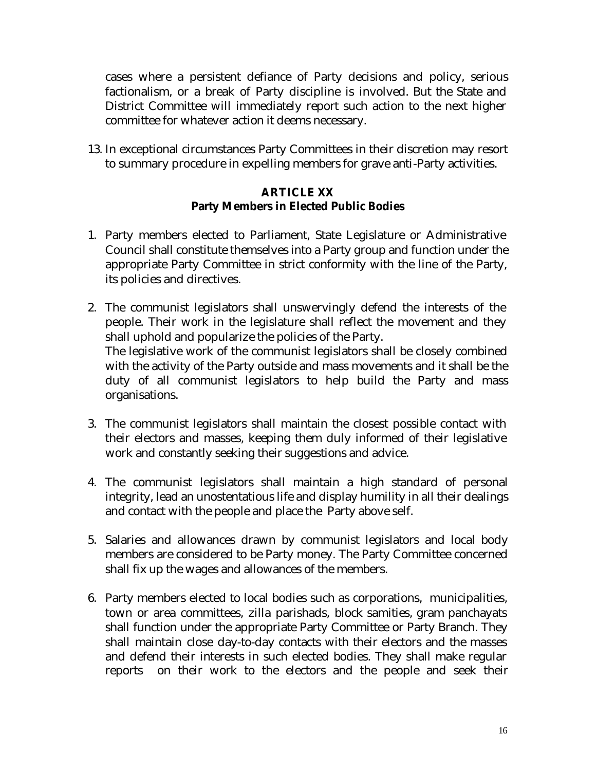cases where a persistent defiance of Party decisions and policy, serious factionalism, or a break of Party discipline is involved. But the State and District Committee will immediately report such action to the next higher committee for whatever action it deems necessary.

13. In exceptional circumstances Party Committees in their discretion may resort to summary procedure in expelling members for grave anti-Party activities.

## ARTICLE XX
## Party Members in Elected Public Bodies

1. Party members elected to Parliament, State Legislature or Administrative Council shall constitute themselves into a Party group and function under the appropriate Party Committee in strict conformity with the line of the Party, its policies and directives.

2. The communist legislators shall unswervingly defend the interests of the people. Their work in the legislature shall reflect the movement and they shall uphold and popularize the policies of the Party.
   The legislative work of the communist legislators shall be closely combined with the activity of the Party outside and mass movements and it shall be the duty of all communist legislators to help build the Party and mass organisations.

3. The communist legislators shall maintain the closest possible contact with their electors and masses, keeping them duly informed of their legislative work and constantly seeking their suggestions and advice.

4. The communist legislators shall maintain a high standard of personal integrity, lead an unostentatious life and display humility in all their dealings and contact with the people and place the Party above self.

5. Salaries and allowances drawn by communist legislators and local body members are considered to be Party money. The Party Committee concerned shall fix up the wages and allowances of the members.

6. Party members elected to local bodies such as corporations, municipalities, town or area committees, zilla parishads, block samities, gram panchayats shall function under the appropriate Party Committee or Party Branch. They shall maintain close day-to-day contacts with their electors and the masses and defend their interests in such elected bodies. They shall make regular reports on their work to the electors and the people and seek their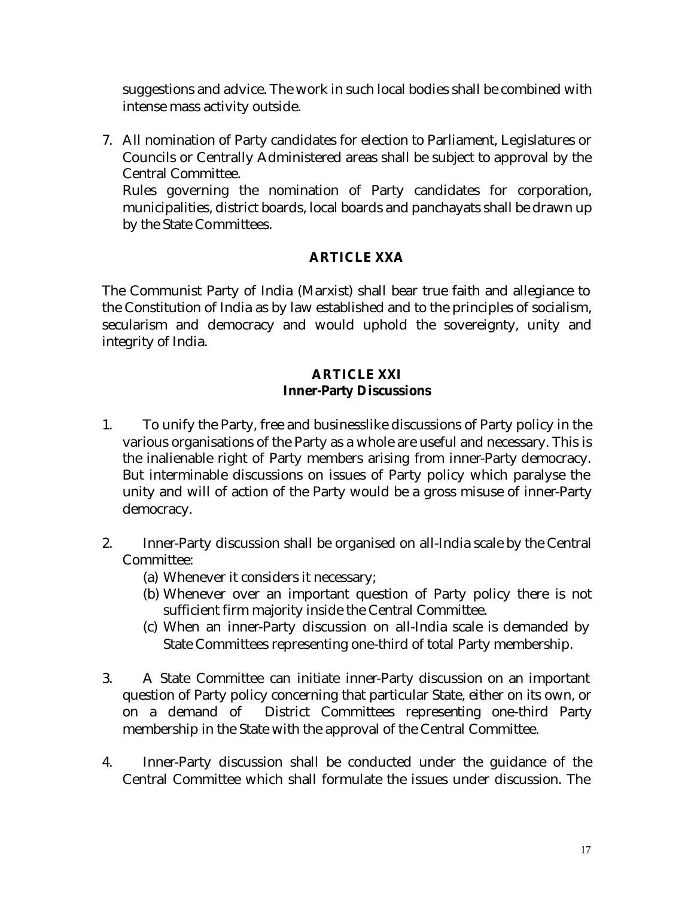suggestions and advice. The work in such local bodies shall be combined with intense mass activity outside.

7. All nomination of Party candidates for election to Parliament, Legislatures or Councils or Centrally Administered areas shall be subject to approval by the Central Committee.
   Rules governing the nomination of Party candidates for corporation, municipalities, district boards, local boards and panchayats shall be drawn up by the State Committees.

## ARTICLE XXA

The Communist Party of India (Marxist) shall bear true faith and allegiance to the Constitution of India as by law established and to the principles of socialism, secularism and democracy and would uphold the sovereignty, unity and integrity of India.

## ARTICLE XXI
### Inner-Party Discussions

1. To unify the Party, free and businesslike discussions of Party policy in the various organisations of the Party as a whole are useful and necessary. This is the inalienable right of Party members arising from inner-Party democracy. But interminable discussions on issues of Party policy which paralyse the unity and will of action of the Party would be a gross misuse of inner-Party democracy.

2. Inner-Party discussion shall be organised on all-India scale by the Central Committee:
   (a) Whenever it considers it necessary;
   (b) Whenever over an important question of Party policy there is not sufficient firm majority inside the Central Committee.
   (c) When an inner-Party discussion on all-India scale is demanded by State Committees representing one-third of total Party membership.

3. A State Committee can initiate inner-Party discussion on an important question of Party policy concerning that particular State, either on its own, or on a demand of District Committees representing one-third Party membership in the State with the approval of the Central Committee.

4. Inner-Party discussion shall be conducted under the guidance of the Central Committee which shall formulate the issues under discussion. The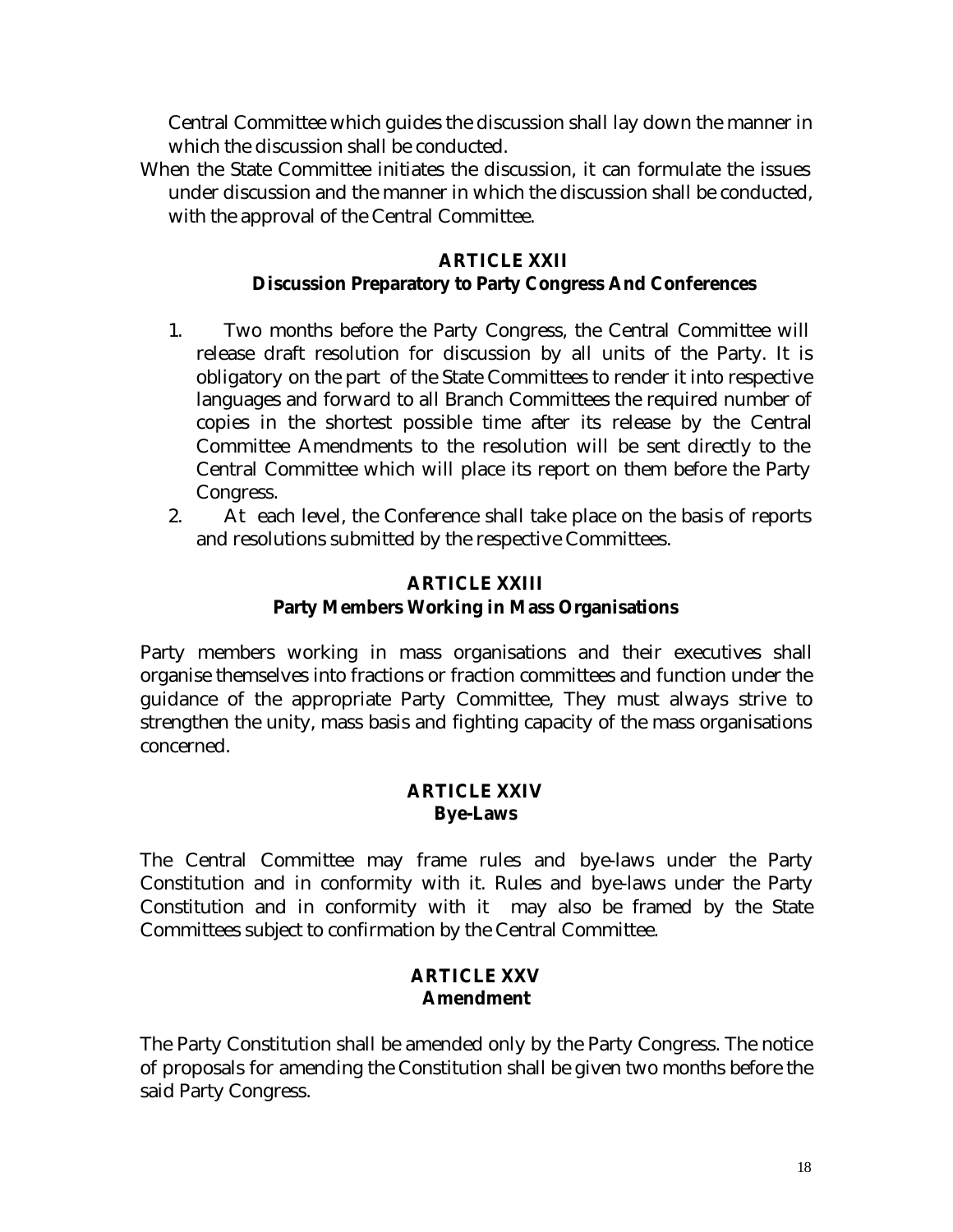Central Committee which guides the discussion shall lay down the manner in which the discussion shall be conducted.

When the State Committee initiates the discussion, it can formulate the issues under discussion and the manner in which the discussion shall be conducted, with the approval of the Central Committee.

## ARTICLE XXII
### Discussion Preparatory to Party Congress And Conferences

1. Two months before the Party Congress, the Central Committee will release draft resolution for discussion by all units of the Party. It is obligatory on the part of the State Committees to render it into respective languages and forward to all Branch Committees the required number of copies in the shortest possible time after its release by the Central Committee Amendments to the resolution will be sent directly to the Central Committee which will place its report on them before the Party Congress.
2. At each level, the Conference shall take place on the basis of reports and resolutions submitted by the respective Committees.

## ARTICLE XXIII
### Party Members Working in Mass Organisations

Party members working in mass organisations and their executives shall organise themselves into fractions or fraction committees and function under the guidance of the appropriate Party Committee, They must always strive to strengthen the unity, mass basis and fighting capacity of the mass organisations concerned.

## ARTICLE XXIV
### Bye-Laws

The Central Committee may frame rules and bye-laws under the Party Constitution and in conformity with it. Rules and bye-laws under the Party Constitution and in conformity with it may also be framed by the State Committees subject to confirmation by the Central Committee.

## ARTICLE XXV
### Amendment

The Party Constitution shall be amended only by the Party Congress. The notice of proposals for amending the Constitution shall be given two months before the said Party Congress.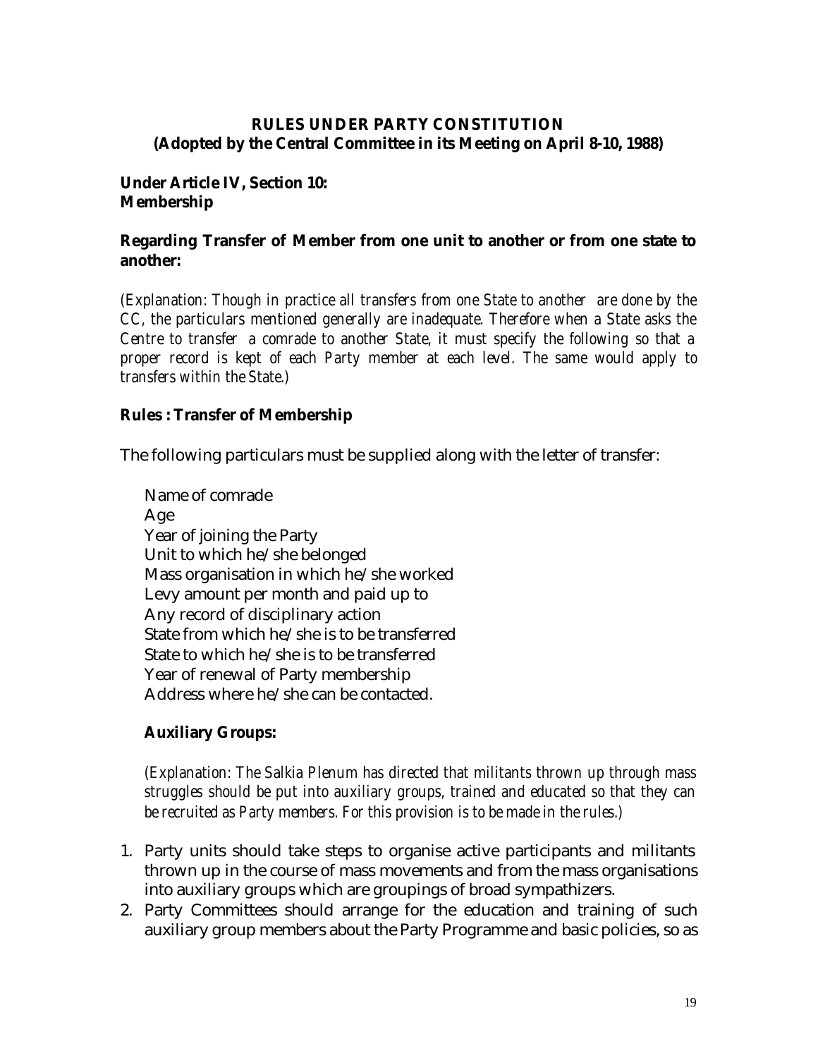**RULES UNDER PARTY CONSTITUTION**
**(Adopted by the Central Committee in its Meeting on April 8-10, 1988)**

**Under Article IV, Section 10:**
**Membership**

**Regarding Transfer of Member from one unit to another or from one state to another:**

*(Explanation: Though in practice all transfers from one State to another are done by the CC, the particulars mentioned generally are inadequate. Therefore when a State asks the Centre to transfer a comrade to another State, it must specify the following so that a proper record is kept of each Party member at each level. The same would apply to transfers within the State.)*

**Rules : Transfer of Membership**

The following particulars must be supplied along with the letter of transfer:

Name of comrade
Age
Year of joining the Party
Unit to which he/she belonged
Mass organisation in which he/she worked
Levy amount per month and paid up to
Any record of disciplinary action
State from which he/she is to be transferred
State to which he/she is to be transferred
Year of renewal of Party membership
Address where he/she can be contacted.

**Auxiliary Groups:**

*(Explanation: The Salkia Plenum has directed that militants thrown up through mass struggles should be put into auxiliary groups, trained and educated so that they can be recruited as Party members. For this provision is to be made in the rules.)*

1. Party units should take steps to organise active participants and militants thrown up in the course of mass movements and from the mass organisations into auxiliary groups which are groupings of broad sympathizers.
2. Party Committees should arrange for the education and training of such auxiliary group members about the Party Programme and basic policies, so as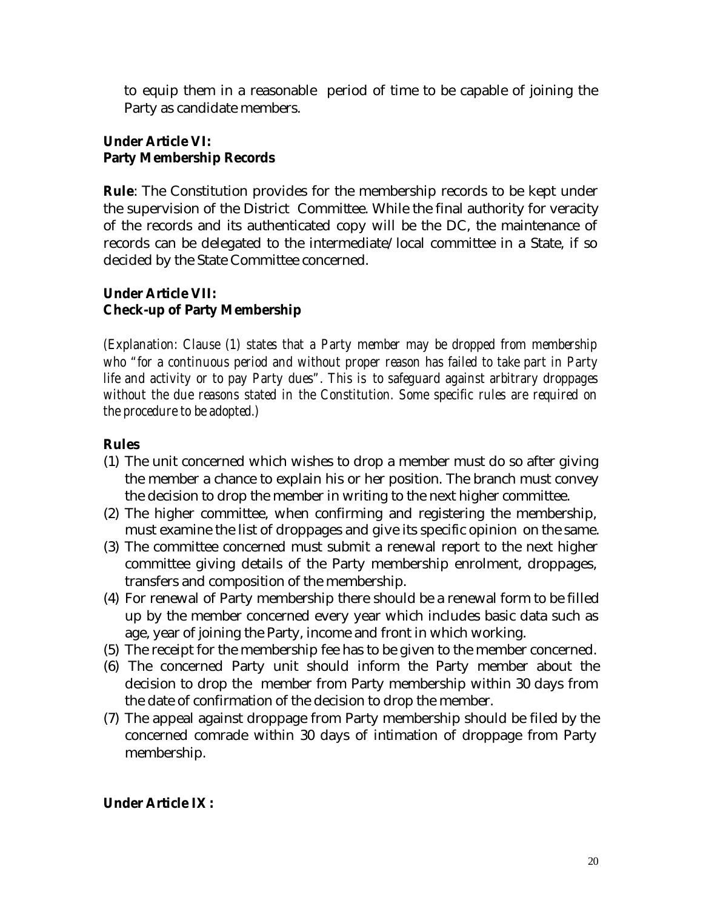to equip them in a reasonable period of time to be capable of joining the Party as candidate members.

**Under Article VI:**
**Party Membership Records**

**Rule**: The Constitution provides for the membership records to be kept under the supervision of the District Committee. While the final authority for veracity of the records and its authenticated copy will be the DC, the maintenance of records can be delegated to the intermediate/local committee in a State, if so decided by the State Committee concerned.

**Under Article VII:**
**Check-up of Party Membership**

*(Explanation: Clause (1) states that a Party member may be dropped from membership who "for a continuous period and without proper reason has failed to take part in Party life and activity or to pay Party dues". This is to safeguard against arbitrary droppages without the due reasons stated in the Constitution. Some specific rules are required on the procedure to be adopted.)*

**Rules**

(1) The unit concerned which wishes to drop a member must do so after giving the member a chance to explain his or her position. The branch must convey the decision to drop the member in writing to the next higher committee.

(2) The higher committee, when confirming and registering the membership, must examine the list of droppages and give its specific opinion on the same.

(3) The committee concerned must submit a renewal report to the next higher committee giving details of the Party membership enrolment, droppages, transfers and composition of the membership.

(4) For renewal of Party membership there should be a renewal form to be filled up by the member concerned every year which includes basic data such as age, year of joining the Party, income and front in which working.

(5) The receipt for the membership fee has to be given to the member concerned.

(6) The concerned Party unit should inform the Party member about the decision to drop the member from Party membership within 30 days from the date of confirmation of the decision to drop the member.

(7) The appeal against droppage from Party membership should be filed by the concerned comrade within 30 days of intimation of droppage from Party membership.

**Under Article IX :**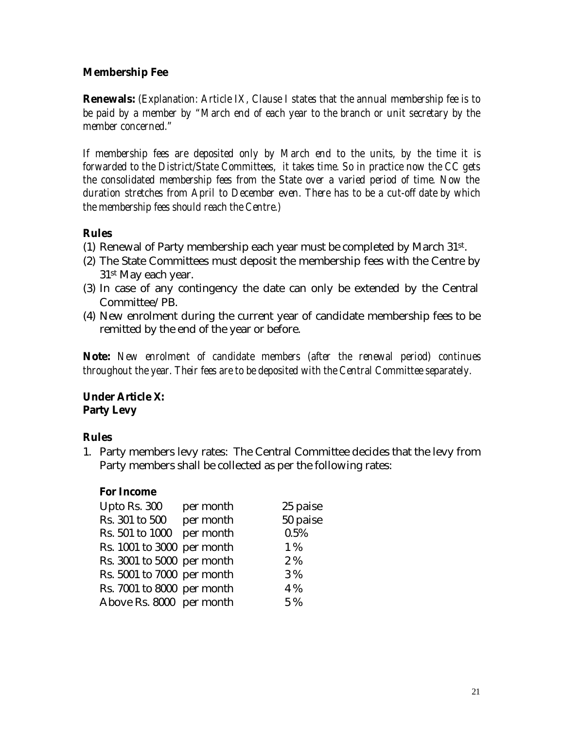**Membership Fee**

**Renewals:** *(Explanation: Article IX, Clause I states that the annual membership fee is to be paid by a member by "March end of each year to the branch or unit secretary by the member concerned."*

*If membership fees are deposited only by March end to the units, by the time it is forwarded to the District/State Committees, it takes time. So in practice now the CC gets the consolidated membership fees from the State over a varied period of time. Now the duration stretches from April to December even. There has to be a cut-off date by which the membership fees should reach the Centre.)*

**Rules**

(1) Renewal of Party membership each year must be completed by March 31st.
(2) The State Committees must deposit the membership fees with the Centre by 31st May each year.
(3) In case of any contingency the date can only be extended by the Central Committee/PB.
(4) New enrolment during the current year of candidate membership fees to be remitted by the end of the year or before.

**Note:** *New enrolment of candidate members (after the renewal period) continues throughout the year. Their fees are to be deposited with the Central Committee separately.*

**Under Article X:**
**Party Levy**

**Rules**

1. Party members levy rates: The Central Committee decides that the levy from Party members shall be collected as per the following rates:

**For Income**

| | | |
|---|---|---|
| Upto Rs. 300 | per month | 25 paise |
| Rs. 301 to 500 | per month | 50 paise |
| Rs. 501 to 1000 | per month | 0.5% |
| Rs. 1001 to 3000 | per month | 1% |
| Rs. 3001 to 5000 | per month | 2% |
| Rs. 5001 to 7000 | per month | 3% |
| Rs. 7001 to 8000 | per month | 4% |
| Above Rs. 8000 | per month | 5% |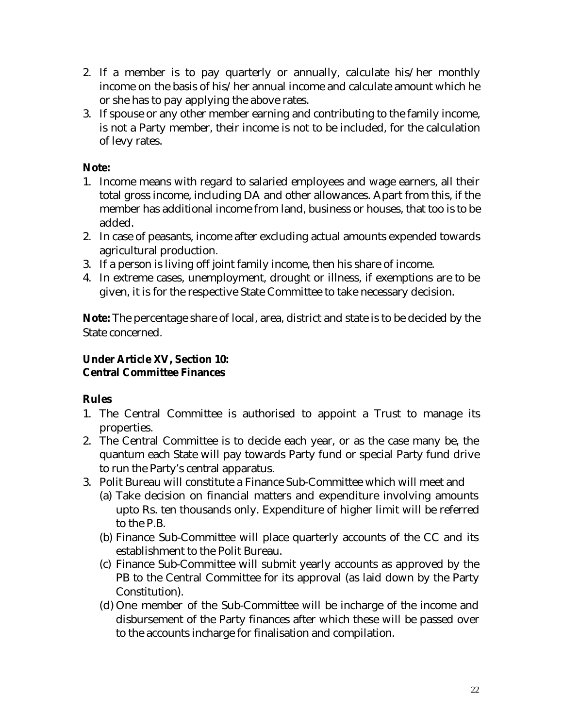2. If a member is to pay quarterly or annually, calculate his/her monthly income on the basis of his/her annual income and calculate amount which he or she has to pay applying the above rates.
3. If spouse or any other member earning and contributing to the family income, is not a Party member, their income is not to be included, for the calculation of levy rates.

**Note:**

1. Income means with regard to salaried employees and wage earners, all their total gross income, including DA and other allowances. Apart from this, if the member has additional income from land, business or houses, that too is to be added.
2. In case of peasants, income after excluding actual amounts expended towards agricultural production.
3. If a person is living off joint family income, then his share of income.
4. In extreme cases, unemployment, drought or illness, if exemptions are to be given, it is for the respective State Committee to take necessary decision.

**Note:** The percentage share of local, area, district and state is to be decided by the State concerned.

**Under Article XV, Section 10:**
**Central Committee Finances**

**Rules**

1. The Central Committee is authorised to appoint a Trust to manage its properties.
2. The Central Committee is to decide each year, or as the case many be, the quantum each State will pay towards Party fund or special Party fund drive to run the Party's central apparatus.
3. Polit Bureau will constitute a Finance Sub-Committee which will meet and
   (a) Take decision on financial matters and expenditure involving amounts upto Rs. ten thousands only. Expenditure of higher limit will be referred to the P.B.
   (b) Finance Sub-Committee will place quarterly accounts of the CC and its establishment to the Polit Bureau.
   (c) Finance Sub-Committee will submit yearly accounts as approved by the PB to the Central Committee for its approval (as laid down by the Party Constitution).
   (d) One member of the Sub-Committee will be incharge of the income and disbursement of the Party finances after which these will be passed over to the accounts incharge for finalisation and compilation.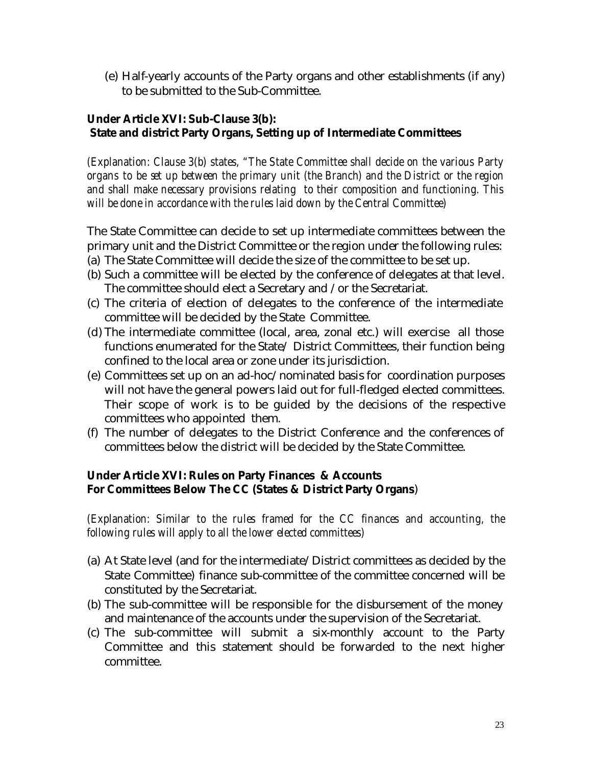(e) Half-yearly accounts of the Party organs and other establishments (if any) to be submitted to the Sub-Committee.

**Under Article XVI: Sub-Clause 3(b):**
**State and district Party Organs, Setting up of Intermediate Committees**

*(Explanation: Clause 3(b) states, "The State Committee shall decide on the various Party organs to be set up between the primary unit (the Branch) and the District or the region and shall make necessary provisions relating to their composition and functioning. This will be done in accordance with the rules laid down by the Central Committee)*

The State Committee can decide to set up intermediate committees between the primary unit and the District Committee or the region under the following rules:

(a) The State Committee will decide the size of the committee to be set up.
(b) Such a committee will be elected by the conference of delegates at that level. The committee should elect a Secretary and /or the Secretariat.
(c) The criteria of election of delegates to the conference of the intermediate committee will be decided by the State Committee.
(d) The intermediate committee (local, area, zonal etc.) will exercise all those functions enumerated for the State/ District Committees, their function being confined to the local area or zone under its jurisdiction.
(e) Committees set up on an ad-hoc/nominated basis for coordination purposes will not have the general powers laid out for full-fledged elected committees. Their scope of work is to be guided by the decisions of the respective committees who appointed them.
(f) The number of delegates to the District Conference and the conferences of committees below the district will be decided by the State Committee.

**Under Article XVI: Rules on Party Finances & Accounts**
**For Committees Below The CC (States & District Party Organs)**

*(Explanation: Similar to the rules framed for the CC finances and accounting, the following rules will apply to all the lower elected committees)*

(a) At State level (and for the intermediate/District committees as decided by the State Committee) finance sub-committee of the committee concerned will be constituted by the Secretariat.
(b) The sub-committee will be responsible for the disbursement of the money and maintenance of the accounts under the supervision of the Secretariat.
(c) The sub-committee will submit a six-monthly account to the Party Committee and this statement should be forwarded to the next higher committee.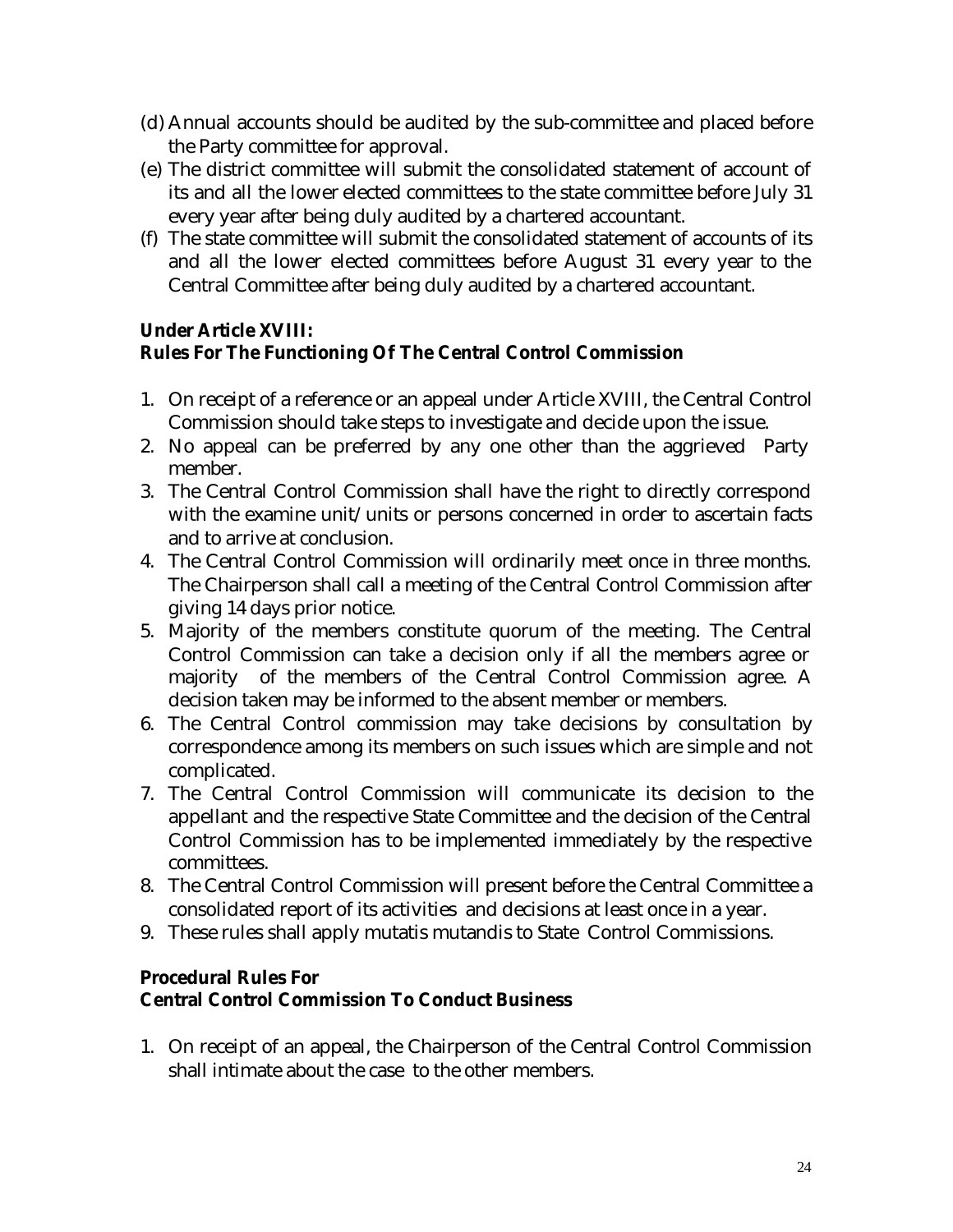(d) Annual accounts should be audited by the sub-committee and placed before the Party committee for approval.

(e) The district committee will submit the consolidated statement of account of its and all the lower elected committees to the state committee before July 31 every year after being duly audited by a chartered accountant.

(f) The state committee will submit the consolidated statement of accounts of its and all the lower elected committees before August 31 every year to the Central Committee after being duly audited by a chartered accountant.

## Under Article XVIII: Rules For The Functioning Of The Central Control Commission

1. On receipt of a reference or an appeal under Article XVIII, the Central Control Commission should take steps to investigate and decide upon the issue.
2. No appeal can be preferred by any one other than the aggrieved Party member.
3. The Central Control Commission shall have the right to directly correspond with the examine unit/units or persons concerned in order to ascertain facts and to arrive at conclusion.
4. The Central Control Commission will ordinarily meet once in three months. The Chairperson shall call a meeting of the Central Control Commission after giving 14 days prior notice.
5. Majority of the members constitute quorum of the meeting. The Central Control Commission can take a decision only if all the members agree or majority of the members of the Central Control Commission agree. A decision taken may be informed to the absent member or members.
6. The Central Control commission may take decisions by consultation by correspondence among its members on such issues which are simple and not complicated.
7. The Central Control Commission will communicate its decision to the appellant and the respective State Committee and the decision of the Central Control Commission has to be implemented immediately by the respective committees.
8. The Central Control Commission will present before the Central Committee a consolidated report of its activities and decisions at least once in a year.
9. These rules shall apply mutatis mutandis to State Control Commissions.

## Procedural Rules For Central Control Commission To Conduct Business

1. On receipt of an appeal, the Chairperson of the Central Control Commission shall intimate about the case to the other members.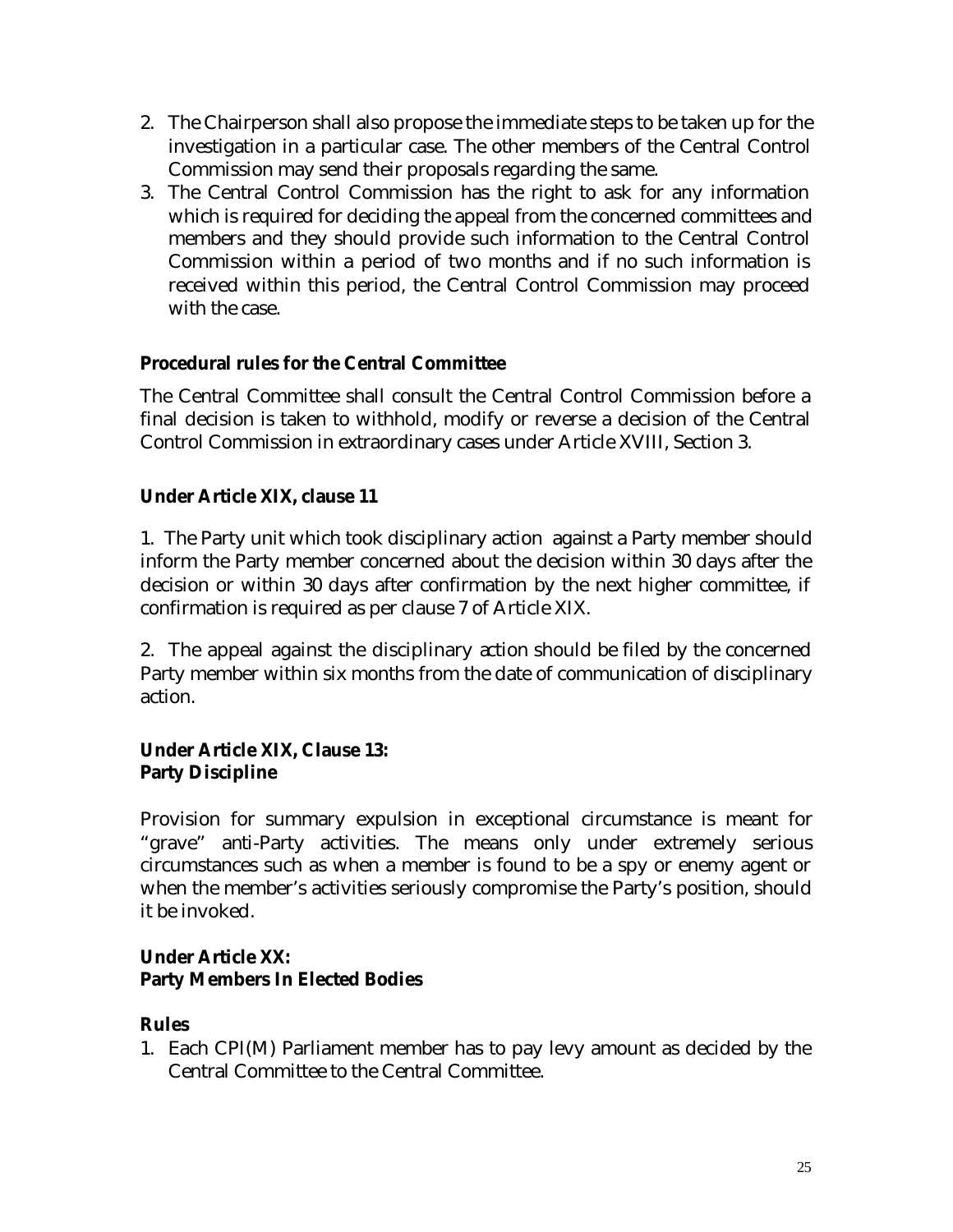2. The Chairperson shall also propose the immediate steps to be taken up for the investigation in a particular case. The other members of the Central Control Commission may send their proposals regarding the same.
3. The Central Control Commission has the right to ask for any information which is required for deciding the appeal from the concerned committees and members and they should provide such information to the Central Control Commission within a period of two months and if no such information is received within this period, the Central Control Commission may proceed with the case.

**Procedural rules for the Central Committee**

The Central Committee shall consult the Central Control Commission before a final decision is taken to withhold, modify or reverse a decision of the Central Control Commission in extraordinary cases under Article XVIII, Section 3.

**Under Article XIX, clause 11**

1. The Party unit which took disciplinary action against a Party member should inform the Party member concerned about the decision within 30 days after the decision or within 30 days after confirmation by the next higher committee, if confirmation is required as per clause 7 of Article XIX.

2. The appeal against the disciplinary action should be filed by the concerned Party member within six months from the date of communication of disciplinary action.

**Under Article XIX, Clause 13:**
**Party Discipline**

Provision for summary expulsion in exceptional circumstance is meant for "grave" anti-Party activities. The means only under extremely serious circumstances such as when a member is found to be a spy or enemy agent or when the member's activities seriously compromise the Party's position, should it be invoked.

**Under Article XX:**
**Party Members In Elected Bodies**

**Rules**

1. Each CPI(M) Parliament member has to pay levy amount as decided by the Central Committee to the Central Committee.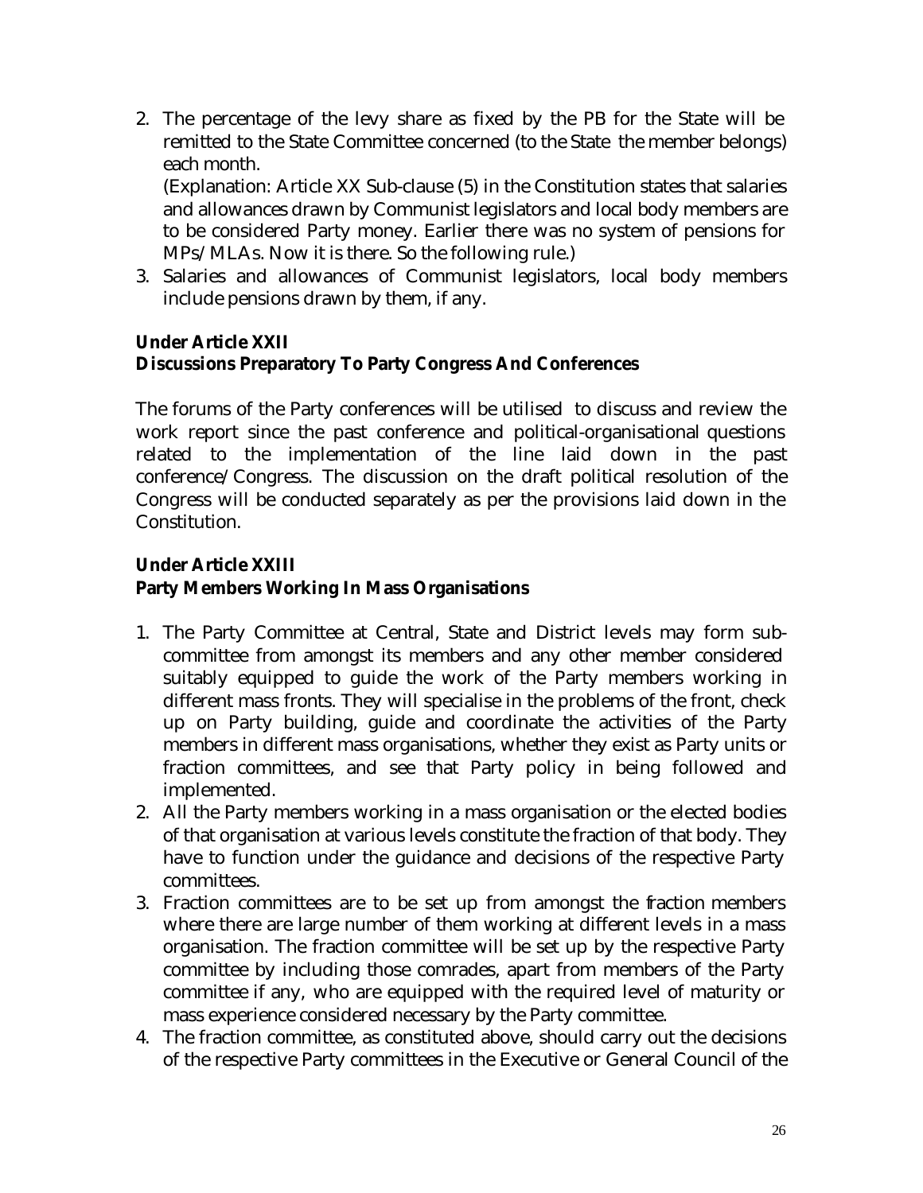2. The percentage of the levy share as fixed by the PB for the State will be remitted to the State Committee concerned (to the State the member belongs) each month.

   (Explanation: Article XX Sub-clause (5) in the Constitution states that salaries and allowances drawn by Communist legislators and local body members are to be considered Party money. Earlier there was no system of pensions for MPs/MLAs. Now it is there. So the following rule.)

3. Salaries and allowances of Communist legislators, local body members include pensions drawn by them, if any.

**Under Article XXII**
**Discussions Preparatory To Party Congress And Conferences**

The forums of the Party conferences will be utilised to discuss and review the work report since the past conference and political-organisational questions related to the implementation of the line laid down in the past conference/Congress. The discussion on the draft political resolution of the Congress will be conducted separately as per the provisions laid down in the Constitution.

**Under Article XXIII**
**Party Members Working In Mass Organisations**

1. The Party Committee at Central, State and District levels may form sub-committee from amongst its members and any other member considered suitably equipped to guide the work of the Party members working in different mass fronts. They will specialise in the problems of the front, check up on Party building, guide and coordinate the activities of the Party members in different mass organisations, whether they exist as Party units or fraction committees, and see that Party policy in being followed and implemented.
2. All the Party members working in a mass organisation or the elected bodies of that organisation at various levels constitute the fraction of that body. They have to function under the guidance and decisions of the respective Party committees.
3. Fraction committees are to be set up from amongst the fraction members where there are large number of them working at different levels in a mass organisation. The fraction committee will be set up by the respective Party committee by including those comrades, apart from members of the Party committee if any, who are equipped with the required level of maturity or mass experience considered necessary by the Party committee.
4. The fraction committee, as constituted above, should carry out the decisions of the respective Party committees in the Executive or General Council of the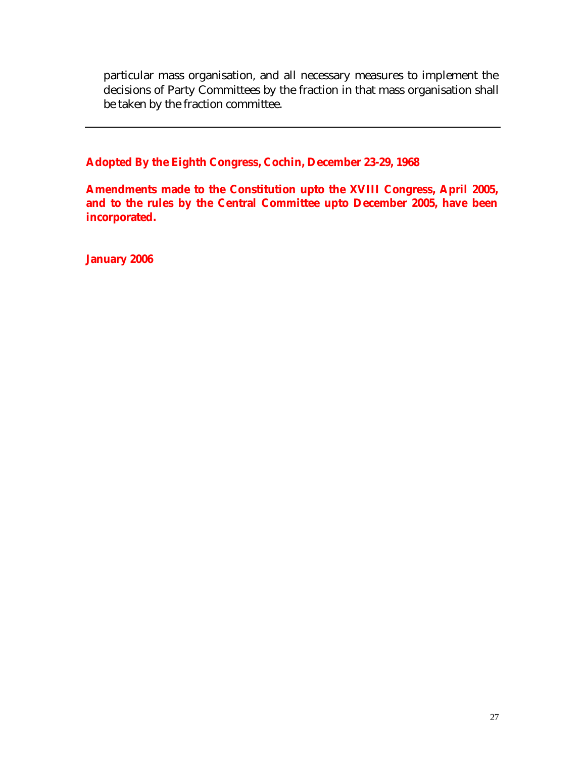particular mass organisation, and all necessary measures to implement the decisions of Party Committees by the fraction in that mass organisation shall be taken by the fraction committee.

---

**Adopted By the Eighth Congress, Cochin, December 23-29, 1968**

**Amendments made to the Constitution upto the XVIII Congress, April 2005, and to the rules by the Central Committee upto December 2005, have been incorporated.**

**January 2006**